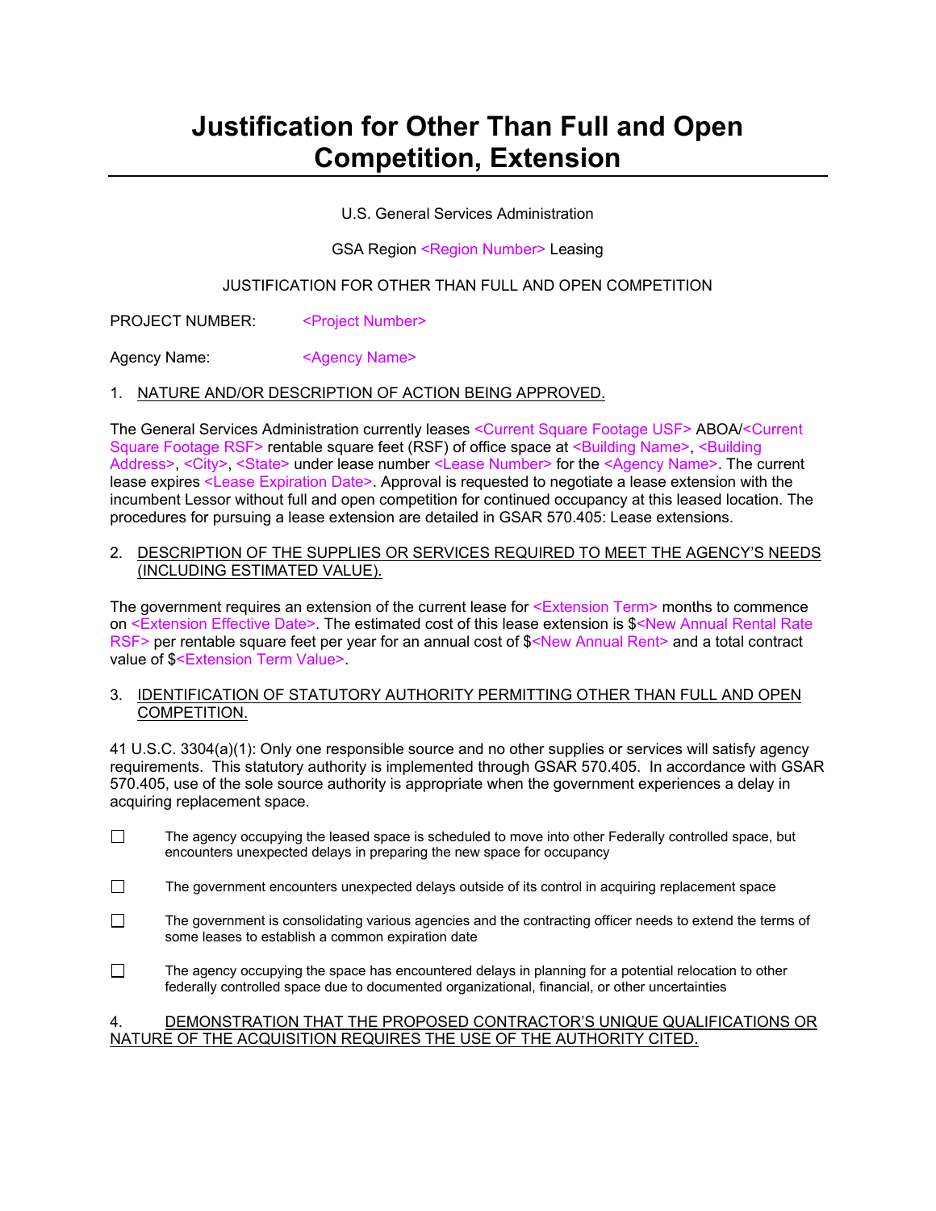# Justification for Other Than Full and Open Competition, Extension

U.S. General Services Administration

GSA Region <Region Number> Leasing

JUSTIFICATION FOR OTHER THAN FULL AND OPEN COMPETITION

PROJECT NUMBER: <Project Number>

Agency Name: <Agency Name>

1. NATURE AND/OR DESCRIPTION OF ACTION BEING APPROVED.

The General Services Administration currently leases <Current Square Footage USF> ABOA/<Current Square Footage RSF> rentable square feet (RSF) of office space at <Building Name>, <Building Address>, <City>, <State> under lease number <Lease Number> for the <Agency Name>. The current lease expires <Lease Expiration Date>. Approval is requested to negotiate a lease extension with the incumbent Lessor without full and open competition for continued occupancy at this leased location. The procedures for pursuing a lease extension are detailed in GSAR 570.405: Lease extensions.

2. DESCRIPTION OF THE SUPPLIES OR SERVICES REQUIRED TO MEET THE AGENCY'S NEEDS (INCLUDING ESTIMATED VALUE).

The government requires an extension of the current lease for <Extension Term> months to commence on <Extension Effective Date>. The estimated cost of this lease extension is $<New Annual Rental Rate RSF> per rentable square feet per year for an annual cost of $<New Annual Rent> and a total contract value of $<Extension Term Value>.

3. IDENTIFICATION OF STATUTORY AUTHORITY PERMITTING OTHER THAN FULL AND OPEN COMPETITION.

41 U.S.C. 3304(a)(1): Only one responsible source and no other supplies or services will satisfy agency requirements. This statutory authority is implemented through GSAR 570.405. In accordance with GSAR 570.405, use of the sole source authority is appropriate when the government experiences a delay in acquiring replacement space.

- ☐ The agency occupying the leased space is scheduled to move into other Federally controlled space, but encounters unexpected delays in preparing the new space for occupancy
- ☐ The government encounters unexpected delays outside of its control in acquiring replacement space
- ☐ The government is consolidating various agencies and the contracting officer needs to extend the terms of some leases to establish a common expiration date
- ☐ The agency occupying the space has encountered delays in planning for a potential relocation to other federally controlled space due to documented organizational, financial, or other uncertainties

4. DEMONSTRATION THAT THE PROPOSED CONTRACTOR'S UNIQUE QUALIFICATIONS OR NATURE OF THE ACQUISITION REQUIRES THE USE OF THE AUTHORITY CITED.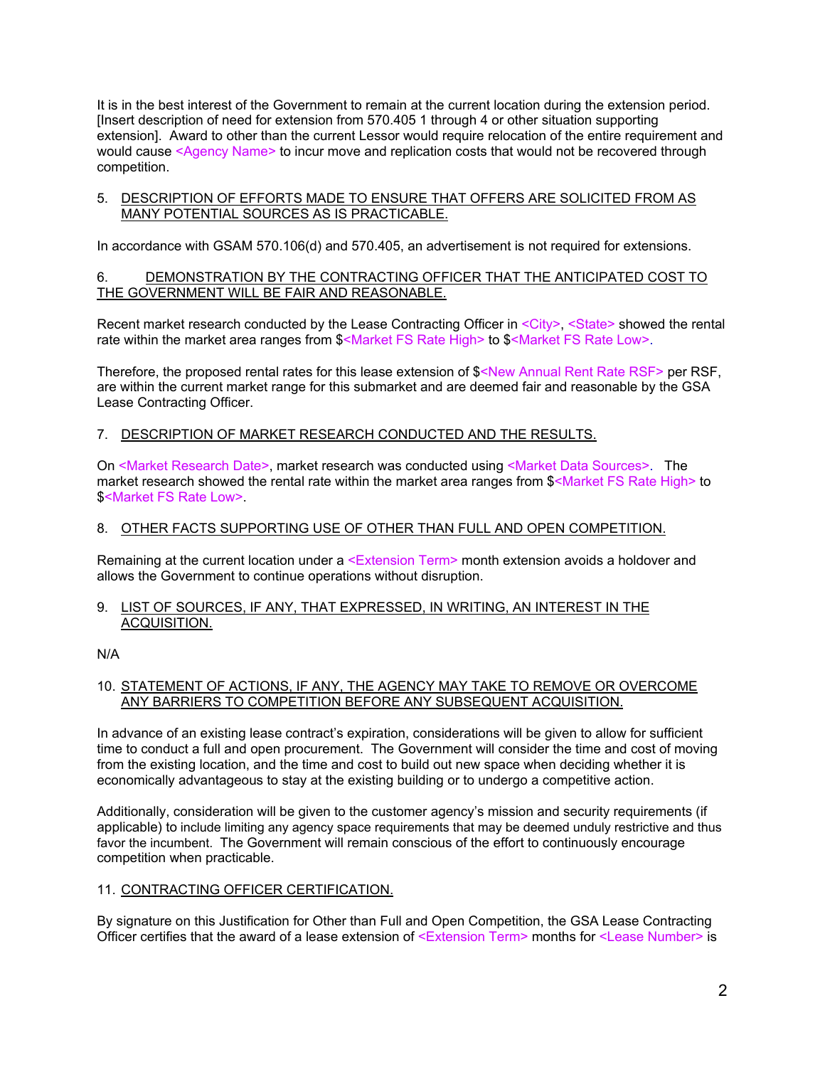It is in the best interest of the Government to remain at the current location during the extension period. [Insert description of need for extension from 570.405 1 through 4 or other situation supporting extension]. Award to other than the current Lessor would require relocation of the entire requirement and would cause <Agency Name> to incur move and replication costs that would not be recovered through competition.

5. DESCRIPTION OF EFFORTS MADE TO ENSURE THAT OFFERS ARE SOLICITED FROM AS MANY POTENTIAL SOURCES AS IS PRACTICABLE.

In accordance with GSAM 570.106(d) and 570.405, an advertisement is not required for extensions.

6. DEMONSTRATION BY THE CONTRACTING OFFICER THAT THE ANTICIPATED COST TO THE GOVERNMENT WILL BE FAIR AND REASONABLE.

Recent market research conducted by the Lease Contracting Officer in <City>, <State> showed the rental rate within the market area ranges from $<Market FS Rate High> to $<Market FS Rate Low>.

Therefore, the proposed rental rates for this lease extension of $<New Annual Rent Rate RSF> per RSF, are within the current market range for this submarket and are deemed fair and reasonable by the GSA Lease Contracting Officer.

7. DESCRIPTION OF MARKET RESEARCH CONDUCTED AND THE RESULTS.

On <Market Research Date>, market research was conducted using <Market Data Sources>. The market research showed the rental rate within the market area ranges from $<Market FS Rate High> to $<Market FS Rate Low>.

8. OTHER FACTS SUPPORTING USE OF OTHER THAN FULL AND OPEN COMPETITION.

Remaining at the current location under a <Extension Term> month extension avoids a holdover and allows the Government to continue operations without disruption.

9. LIST OF SOURCES, IF ANY, THAT EXPRESSED, IN WRITING, AN INTEREST IN THE ACQUISITION.

N/A

10. STATEMENT OF ACTIONS, IF ANY, THE AGENCY MAY TAKE TO REMOVE OR OVERCOME ANY BARRIERS TO COMPETITION BEFORE ANY SUBSEQUENT ACQUISITION.

In advance of an existing lease contract's expiration, considerations will be given to allow for sufficient time to conduct a full and open procurement. The Government will consider the time and cost of moving from the existing location, and the time and cost to build out new space when deciding whether it is economically advantageous to stay at the existing building or to undergo a competitive action.

Additionally, consideration will be given to the customer agency's mission and security requirements (if applicable) to include limiting any agency space requirements that may be deemed unduly restrictive and thus favor the incumbent. The Government will remain conscious of the effort to continuously encourage competition when practicable.

11. CONTRACTING OFFICER CERTIFICATION.

By signature on this Justification for Other than Full and Open Competition, the GSA Lease Contracting Officer certifies that the award of a lease extension of <Extension Term> months for <Lease Number> is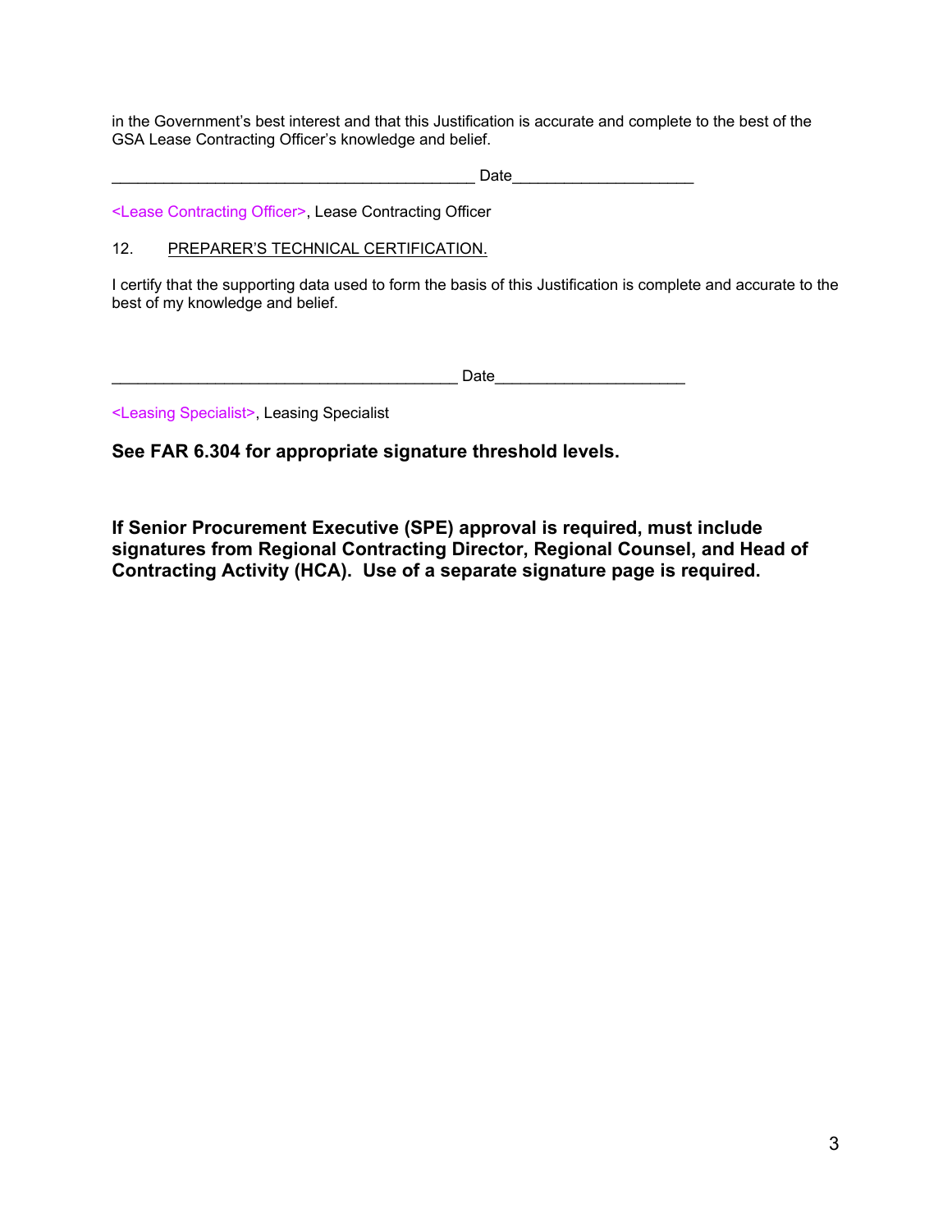in the Government's best interest and that this Justification is accurate and complete to the best of the GSA Lease Contracting Officer's knowledge and belief.

__________________________________________ Date____________________

<Lease Contracting Officer>, Lease Contracting Officer

12. PREPARER'S TECHNICAL CERTIFICATION.

I certify that the supporting data used to form the basis of this Justification is complete and accurate to the best of my knowledge and belief.

________________________________________ Date_____________________

<Leasing Specialist>, Leasing Specialist

**See FAR 6.304 for appropriate signature threshold levels.**

**If Senior Procurement Executive (SPE) approval is required, must include signatures from Regional Contracting Director, Regional Counsel, and Head of Contracting Activity (HCA). Use of a separate signature page is required.**